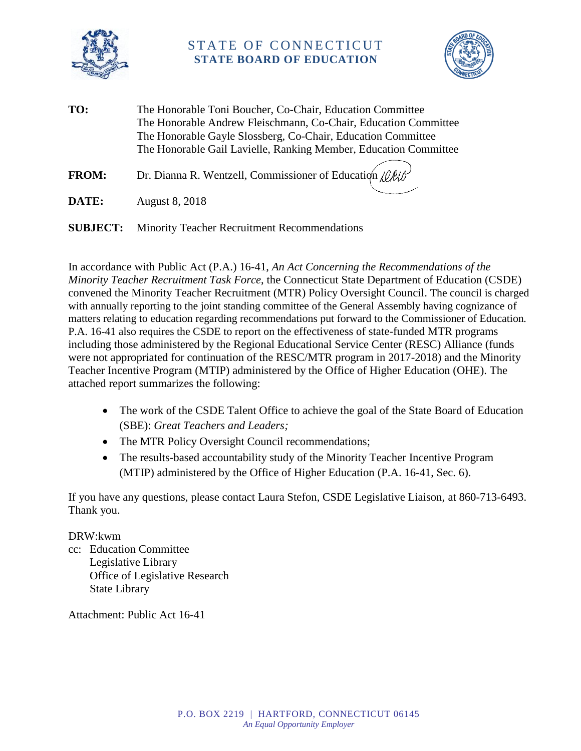# STATE OF CONNECTICUT
## STATE BOARD OF EDUCATION

**TO:** The Honorable Toni Boucher, Co-Chair, Education Committee
The Honorable Andrew Fleischmann, Co-Chair, Education Committee
The Honorable Gayle Slossberg, Co-Chair, Education Committee
The Honorable Gail Lavielle, Ranking Member, Education Committee

**FROM:** Dr. Dianna R. Wentzell, Commissioner of Education

**DATE:** August 8, 2018

**SUBJECT:** Minority Teacher Recruitment Recommendations

In accordance with Public Act (P.A.) 16-41, *An Act Concerning the Recommendations of the Minority Teacher Recruitment Task Force*, the Connecticut State Department of Education (CSDE) convened the Minority Teacher Recruitment (MTR) Policy Oversight Council. The council is charged with annually reporting to the joint standing committee of the General Assembly having cognizance of matters relating to education regarding recommendations put forward to the Commissioner of Education. P.A. 16-41 also requires the CSDE to report on the effectiveness of state-funded MTR programs including those administered by the Regional Educational Service Center (RESC) Alliance (funds were not appropriated for continuation of the RESC/MTR program in 2017-2018) and the Minority Teacher Incentive Program (MTIP) administered by the Office of Higher Education (OHE). The attached report summarizes the following:

- The work of the CSDE Talent Office to achieve the goal of the State Board of Education (SBE): *Great Teachers and Leaders;*
- The MTR Policy Oversight Council recommendations;
- The results-based accountability study of the Minority Teacher Incentive Program (MTIP) administered by the Office of Higher Education (P.A. 16-41, Sec. 6).

If you have any questions, please contact Laura Stefon, CSDE Legislative Liaison, at 860-713-6493. Thank you.

DRW:kwm
cc: Education Committee
Legislative Library
Office of Legislative Research
State Library

Attachment: Public Act 16-41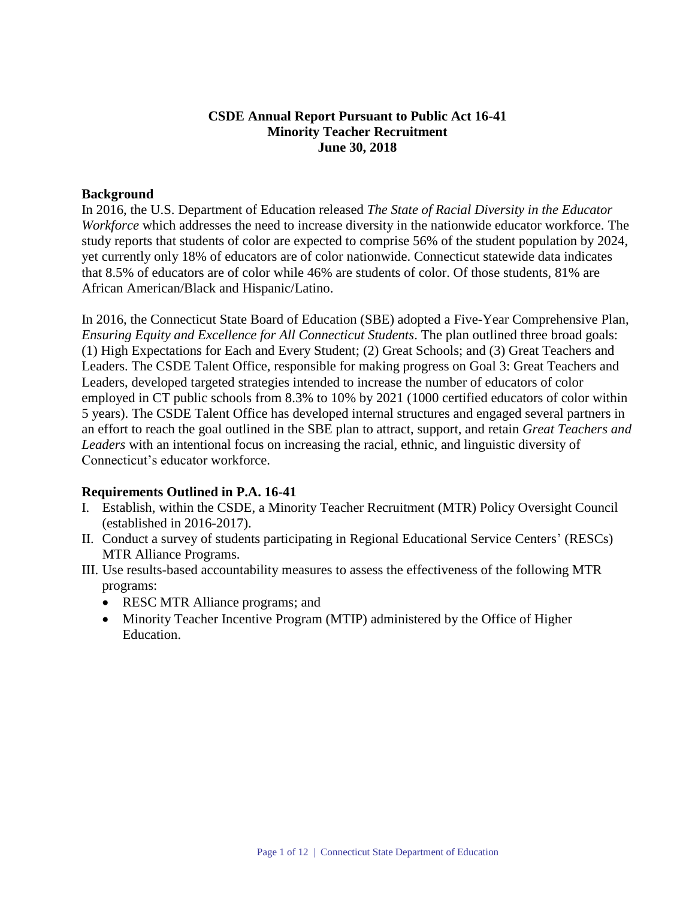**CSDE Annual Report Pursuant to Public Act 16-41**
**Minority Teacher Recruitment**
**June 30, 2018**

## Background

In 2016, the U.S. Department of Education released *The State of Racial Diversity in the Educator Workforce* which addresses the need to increase diversity in the nationwide educator workforce. The study reports that students of color are expected to comprise 56% of the student population by 2024, yet currently only 18% of educators are of color nationwide. Connecticut statewide data indicates that 8.5% of educators are of color while 46% are students of color. Of those students, 81% are African American/Black and Hispanic/Latino.

In 2016, the Connecticut State Board of Education (SBE) adopted a Five-Year Comprehensive Plan, *Ensuring Equity and Excellence for All Connecticut Students*. The plan outlined three broad goals: (1) High Expectations for Each and Every Student; (2) Great Schools; and (3) Great Teachers and Leaders. The CSDE Talent Office, responsible for making progress on Goal 3: Great Teachers and Leaders, developed targeted strategies intended to increase the number of educators of color employed in CT public schools from 8.3% to 10% by 2021 (1000 certified educators of color within 5 years). The CSDE Talent Office has developed internal structures and engaged several partners in an effort to reach the goal outlined in the SBE plan to attract, support, and retain *Great Teachers and Leaders* with an intentional focus on increasing the racial, ethnic, and linguistic diversity of Connecticut's educator workforce.

## Requirements Outlined in P.A. 16-41

I. Establish, within the CSDE, a Minority Teacher Recruitment (MTR) Policy Oversight Council (established in 2016-2017).

II. Conduct a survey of students participating in Regional Educational Service Centers' (RESCs) MTR Alliance Programs.

III. Use results-based accountability measures to assess the effectiveness of the following MTR programs:
- RESC MTR Alliance programs; and
- Minority Teacher Incentive Program (MTIP) administered by the Office of Higher Education.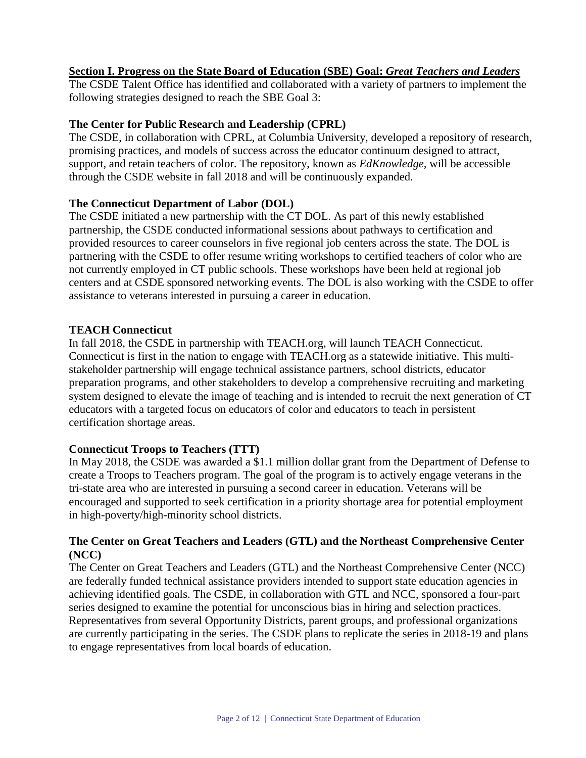## Section I. Progress on the State Board of Education (SBE) Goal: *Great Teachers and Leaders*

The CSDE Talent Office has identified and collaborated with a variety of partners to implement the following strategies designed to reach the SBE Goal 3:

### The Center for Public Research and Leadership (CPRL)

The CSDE, in collaboration with CPRL, at Columbia University, developed a repository of research, promising practices, and models of success across the educator continuum designed to attract, support, and retain teachers of color. The repository, known as *EdKnowledge*, will be accessible through the CSDE website in fall 2018 and will be continuously expanded.

### The Connecticut Department of Labor (DOL)

The CSDE initiated a new partnership with the CT DOL. As part of this newly established partnership, the CSDE conducted informational sessions about pathways to certification and provided resources to career counselors in five regional job centers across the state. The DOL is partnering with the CSDE to offer resume writing workshops to certified teachers of color who are not currently employed in CT public schools. These workshops have been held at regional job centers and at CSDE sponsored networking events. The DOL is also working with the CSDE to offer assistance to veterans interested in pursuing a career in education.

### TEACH Connecticut

In fall 2018, the CSDE in partnership with TEACH.org, will launch TEACH Connecticut. Connecticut is first in the nation to engage with TEACH.org as a statewide initiative. This multi-stakeholder partnership will engage technical assistance partners, school districts, educator preparation programs, and other stakeholders to develop a comprehensive recruiting and marketing system designed to elevate the image of teaching and is intended to recruit the next generation of CT educators with a targeted focus on educators of color and educators to teach in persistent certification shortage areas.

### Connecticut Troops to Teachers (TTT)

In May 2018, the CSDE was awarded a $1.1 million dollar grant from the Department of Defense to create a Troops to Teachers program. The goal of the program is to actively engage veterans in the tri-state area who are interested in pursuing a second career in education. Veterans will be encouraged and supported to seek certification in a priority shortage area for potential employment in high-poverty/high-minority school districts.

### The Center on Great Teachers and Leaders (GTL) and the Northeast Comprehensive Center (NCC)

The Center on Great Teachers and Leaders (GTL) and the Northeast Comprehensive Center (NCC) are federally funded technical assistance providers intended to support state education agencies in achieving identified goals. The CSDE, in collaboration with GTL and NCC, sponsored a four-part series designed to examine the potential for unconscious bias in hiring and selection practices. Representatives from several Opportunity Districts, parent groups, and professional organizations are currently participating in the series. The CSDE plans to replicate the series in 2018-19 and plans to engage representatives from local boards of education.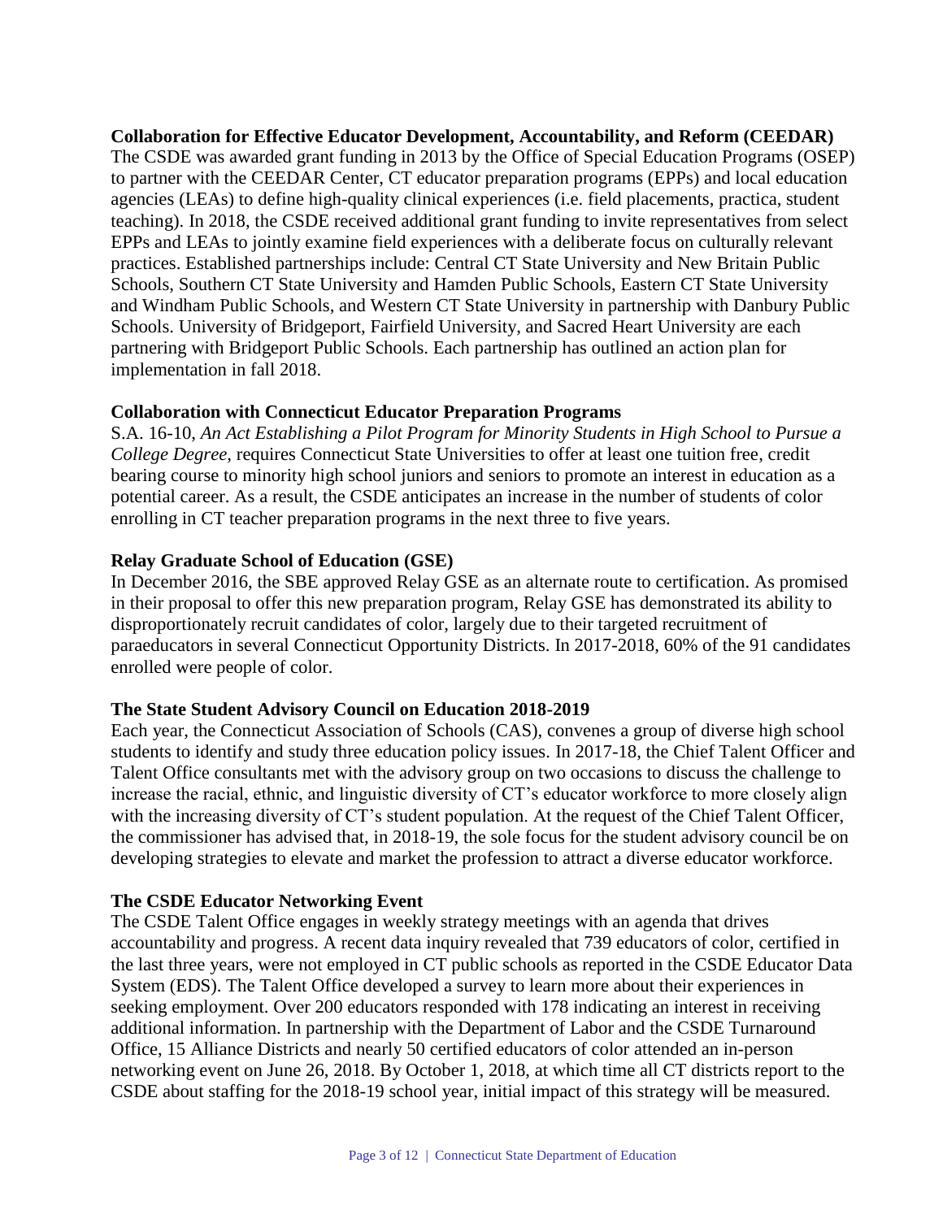**Collaboration for Effective Educator Development, Accountability, and Reform (CEEDAR)**

The CSDE was awarded grant funding in 2013 by the Office of Special Education Programs (OSEP) to partner with the CEEDAR Center, CT educator preparation programs (EPPs) and local education agencies (LEAs) to define high-quality clinical experiences (i.e. field placements, practica, student teaching). In 2018, the CSDE received additional grant funding to invite representatives from select EPPs and LEAs to jointly examine field experiences with a deliberate focus on culturally relevant practices. Established partnerships include: Central CT State University and New Britain Public Schools, Southern CT State University and Hamden Public Schools, Eastern CT State University and Windham Public Schools, and Western CT State University in partnership with Danbury Public Schools. University of Bridgeport, Fairfield University, and Sacred Heart University are each partnering with Bridgeport Public Schools. Each partnership has outlined an action plan for implementation in fall 2018.

**Collaboration with Connecticut Educator Preparation Programs**

S.A. 16-10, *An Act Establishing a Pilot Program for Minority Students in High School to Pursue a College Degree*, requires Connecticut State Universities to offer at least one tuition free, credit bearing course to minority high school juniors and seniors to promote an interest in education as a potential career. As a result, the CSDE anticipates an increase in the number of students of color enrolling in CT teacher preparation programs in the next three to five years.

**Relay Graduate School of Education (GSE)**

In December 2016, the SBE approved Relay GSE as an alternate route to certification. As promised in their proposal to offer this new preparation program, Relay GSE has demonstrated its ability to disproportionately recruit candidates of color, largely due to their targeted recruitment of paraeducators in several Connecticut Opportunity Districts. In 2017-2018, 60% of the 91 candidates enrolled were people of color.

**The State Student Advisory Council on Education 2018-2019**

Each year, the Connecticut Association of Schools (CAS), convenes a group of diverse high school students to identify and study three education policy issues. In 2017-18, the Chief Talent Officer and Talent Office consultants met with the advisory group on two occasions to discuss the challenge to increase the racial, ethnic, and linguistic diversity of CT's educator workforce to more closely align with the increasing diversity of CT's student population. At the request of the Chief Talent Officer, the commissioner has advised that, in 2018-19, the sole focus for the student advisory council be on developing strategies to elevate and market the profession to attract a diverse educator workforce.

**The CSDE Educator Networking Event**

The CSDE Talent Office engages in weekly strategy meetings with an agenda that drives accountability and progress. A recent data inquiry revealed that 739 educators of color, certified in the last three years, were not employed in CT public schools as reported in the CSDE Educator Data System (EDS). The Talent Office developed a survey to learn more about their experiences in seeking employment. Over 200 educators responded with 178 indicating an interest in receiving additional information. In partnership with the Department of Labor and the CSDE Turnaround Office, 15 Alliance Districts and nearly 50 certified educators of color attended an in-person networking event on June 26, 2018. By October 1, 2018, at which time all CT districts report to the CSDE about staffing for the 2018-19 school year, initial impact of this strategy will be measured.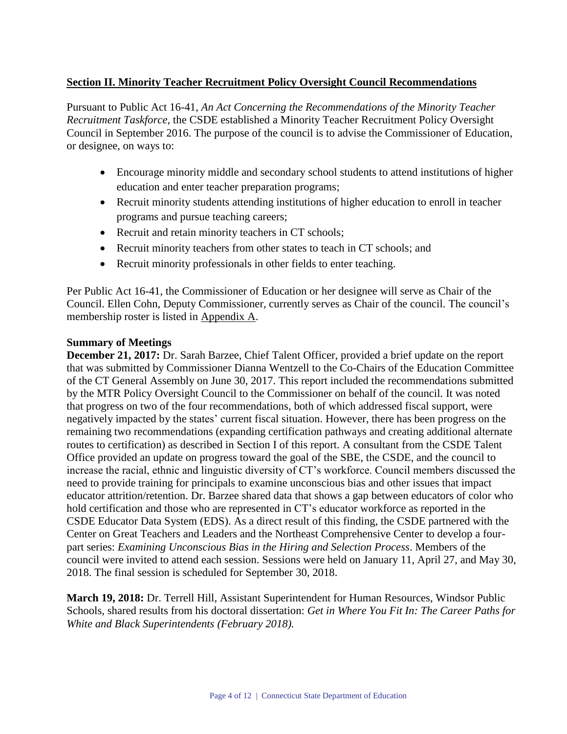## Section II. Minority Teacher Recruitment Policy Oversight Council Recommendations

Pursuant to Public Act 16-41, *An Act Concerning the Recommendations of the Minority Teacher Recruitment Taskforce*, the CSDE established a Minority Teacher Recruitment Policy Oversight Council in September 2016. The purpose of the council is to advise the Commissioner of Education, or designee, on ways to:

- Encourage minority middle and secondary school students to attend institutions of higher education and enter teacher preparation programs;
- Recruit minority students attending institutions of higher education to enroll in teacher programs and pursue teaching careers;
- Recruit and retain minority teachers in CT schools;
- Recruit minority teachers from other states to teach in CT schools; and
- Recruit minority professionals in other fields to enter teaching.

Per Public Act 16-41, the Commissioner of Education or her designee will serve as Chair of the Council. Ellen Cohn, Deputy Commissioner, currently serves as Chair of the council. The council's membership roster is listed in Appendix A.

**Summary of Meetings**

**December 21, 2017:** Dr. Sarah Barzee, Chief Talent Officer, provided a brief update on the report that was submitted by Commissioner Dianna Wentzell to the Co-Chairs of the Education Committee of the CT General Assembly on June 30, 2017. This report included the recommendations submitted by the MTR Policy Oversight Council to the Commissioner on behalf of the council. It was noted that progress on two of the four recommendations, both of which addressed fiscal support, were negatively impacted by the states' current fiscal situation. However, there has been progress on the remaining two recommendations (expanding certification pathways and creating additional alternate routes to certification) as described in Section I of this report. A consultant from the CSDE Talent Office provided an update on progress toward the goal of the SBE, the CSDE, and the council to increase the racial, ethnic and linguistic diversity of CT's workforce. Council members discussed the need to provide training for principals to examine unconscious bias and other issues that impact educator attrition/retention. Dr. Barzee shared data that shows a gap between educators of color who hold certification and those who are represented in CT's educator workforce as reported in the CSDE Educator Data System (EDS). As a direct result of this finding, the CSDE partnered with the Center on Great Teachers and Leaders and the Northeast Comprehensive Center to develop a four-part series: *Examining Unconscious Bias in the Hiring and Selection Process*. Members of the council were invited to attend each session. Sessions were held on January 11, April 27, and May 30, 2018. The final session is scheduled for September 30, 2018.

**March 19, 2018:** Dr. Terrell Hill, Assistant Superintendent for Human Resources, Windsor Public Schools, shared results from his doctoral dissertation: *Get in Where You Fit In: The Career Paths for White and Black Superintendents (February 2018).*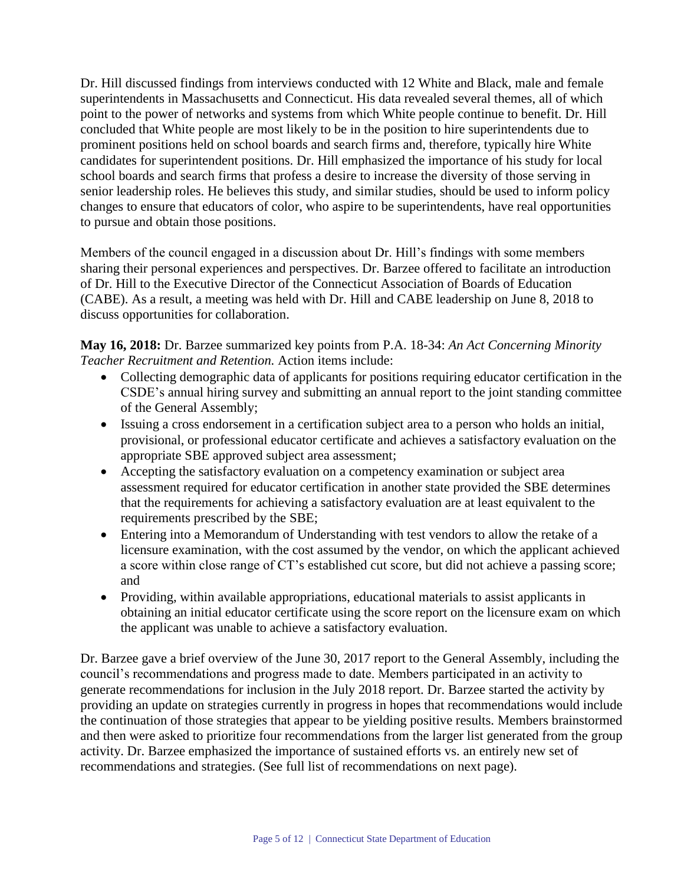Dr. Hill discussed findings from interviews conducted with 12 White and Black, male and female superintendents in Massachusetts and Connecticut. His data revealed several themes, all of which point to the power of networks and systems from which White people continue to benefit. Dr. Hill concluded that White people are most likely to be in the position to hire superintendents due to prominent positions held on school boards and search firms and, therefore, typically hire White candidates for superintendent positions. Dr. Hill emphasized the importance of his study for local school boards and search firms that profess a desire to increase the diversity of those serving in senior leadership roles. He believes this study, and similar studies, should be used to inform policy changes to ensure that educators of color, who aspire to be superintendents, have real opportunities to pursue and obtain those positions.

Members of the council engaged in a discussion about Dr. Hill's findings with some members sharing their personal experiences and perspectives. Dr. Barzee offered to facilitate an introduction of Dr. Hill to the Executive Director of the Connecticut Association of Boards of Education (CABE). As a result, a meeting was held with Dr. Hill and CABE leadership on June 8, 2018 to discuss opportunities for collaboration.

**May 16, 2018:** Dr. Barzee summarized key points from P.A. 18-34: *An Act Concerning Minority Teacher Recruitment and Retention.* Action items include:

- Collecting demographic data of applicants for positions requiring educator certification in the CSDE's annual hiring survey and submitting an annual report to the joint standing committee of the General Assembly;
- Issuing a cross endorsement in a certification subject area to a person who holds an initial, provisional, or professional educator certificate and achieves a satisfactory evaluation on the appropriate SBE approved subject area assessment;
- Accepting the satisfactory evaluation on a competency examination or subject area assessment required for educator certification in another state provided the SBE determines that the requirements for achieving a satisfactory evaluation are at least equivalent to the requirements prescribed by the SBE;
- Entering into a Memorandum of Understanding with test vendors to allow the retake of a licensure examination, with the cost assumed by the vendor, on which the applicant achieved a score within close range of CT's established cut score, but did not achieve a passing score; and
- Providing, within available appropriations, educational materials to assist applicants in obtaining an initial educator certificate using the score report on the licensure exam on which the applicant was unable to achieve a satisfactory evaluation.

Dr. Barzee gave a brief overview of the June 30, 2017 report to the General Assembly, including the council's recommendations and progress made to date. Members participated in an activity to generate recommendations for inclusion in the July 2018 report. Dr. Barzee started the activity by providing an update on strategies currently in progress in hopes that recommendations would include the continuation of those strategies that appear to be yielding positive results. Members brainstormed and then were asked to prioritize four recommendations from the larger list generated from the group activity. Dr. Barzee emphasized the importance of sustained efforts vs. an entirely new set of recommendations and strategies. (See full list of recommendations on next page).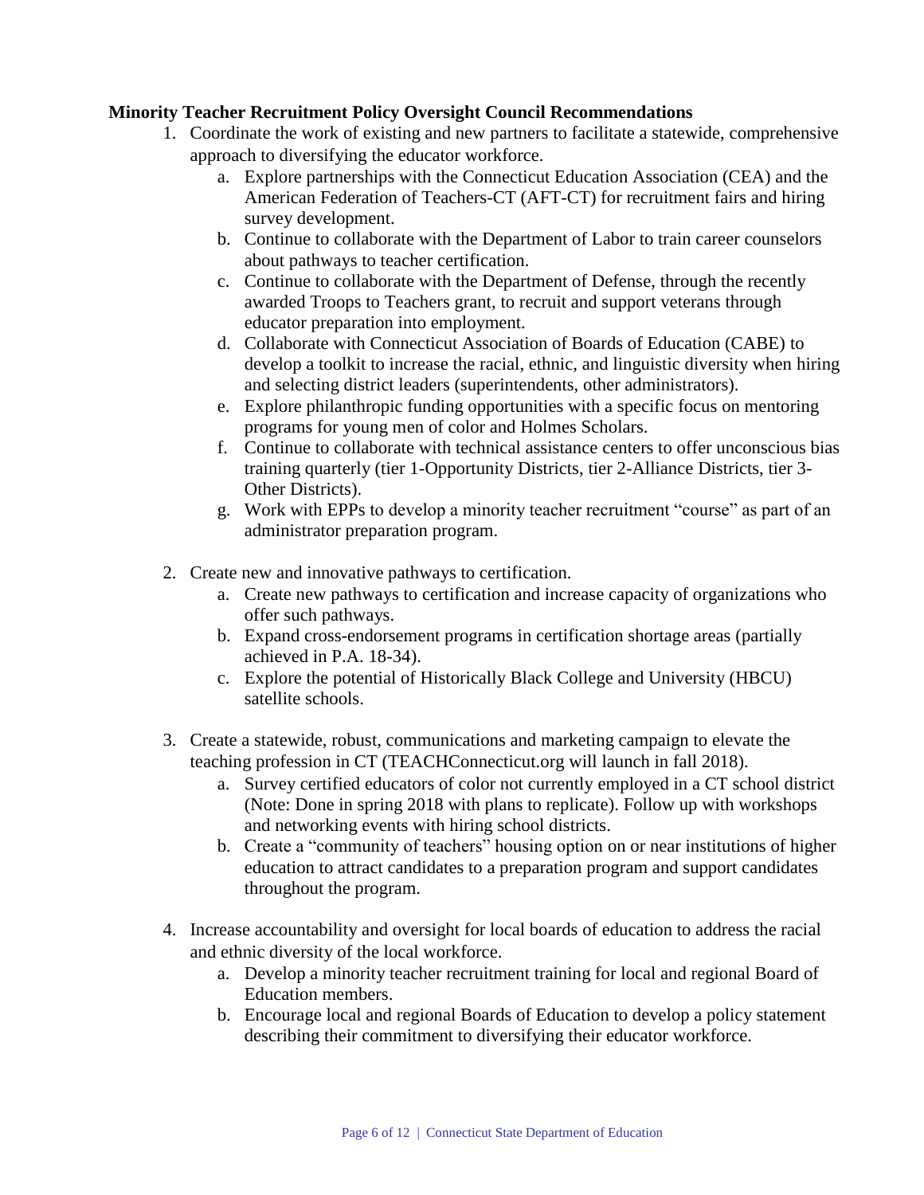**Minority Teacher Recruitment Policy Oversight Council Recommendations**

1. Coordinate the work of existing and new partners to facilitate a statewide, comprehensive approach to diversifying the educator workforce.
    a. Explore partnerships with the Connecticut Education Association (CEA) and the American Federation of Teachers-CT (AFT-CT) for recruitment fairs and hiring survey development.
    b. Continue to collaborate with the Department of Labor to train career counselors about pathways to teacher certification.
    c. Continue to collaborate with the Department of Defense, through the recently awarded Troops to Teachers grant, to recruit and support veterans through educator preparation into employment.
    d. Collaborate with Connecticut Association of Boards of Education (CABE) to develop a toolkit to increase the racial, ethnic, and linguistic diversity when hiring and selecting district leaders (superintendents, other administrators).
    e. Explore philanthropic funding opportunities with a specific focus on mentoring programs for young men of color and Holmes Scholars.
    f. Continue to collaborate with technical assistance centers to offer unconscious bias training quarterly (tier 1-Opportunity Districts, tier 2-Alliance Districts, tier 3-Other Districts).
    g. Work with EPPs to develop a minority teacher recruitment "course" as part of an administrator preparation program.

2. Create new and innovative pathways to certification.
    a. Create new pathways to certification and increase capacity of organizations who offer such pathways.
    b. Expand cross-endorsement programs in certification shortage areas (partially achieved in P.A. 18-34).
    c. Explore the potential of Historically Black College and University (HBCU) satellite schools.

3. Create a statewide, robust, communications and marketing campaign to elevate the teaching profession in CT (TEACHConnecticut.org will launch in fall 2018).
    a. Survey certified educators of color not currently employed in a CT school district (Note: Done in spring 2018 with plans to replicate). Follow up with workshops and networking events with hiring school districts.
    b. Create a "community of teachers" housing option on or near institutions of higher education to attract candidates to a preparation program and support candidates throughout the program.

4. Increase accountability and oversight for local boards of education to address the racial and ethnic diversity of the local workforce.
    a. Develop a minority teacher recruitment training for local and regional Board of Education members.
    b. Encourage local and regional Boards of Education to develop a policy statement describing their commitment to diversifying their educator workforce.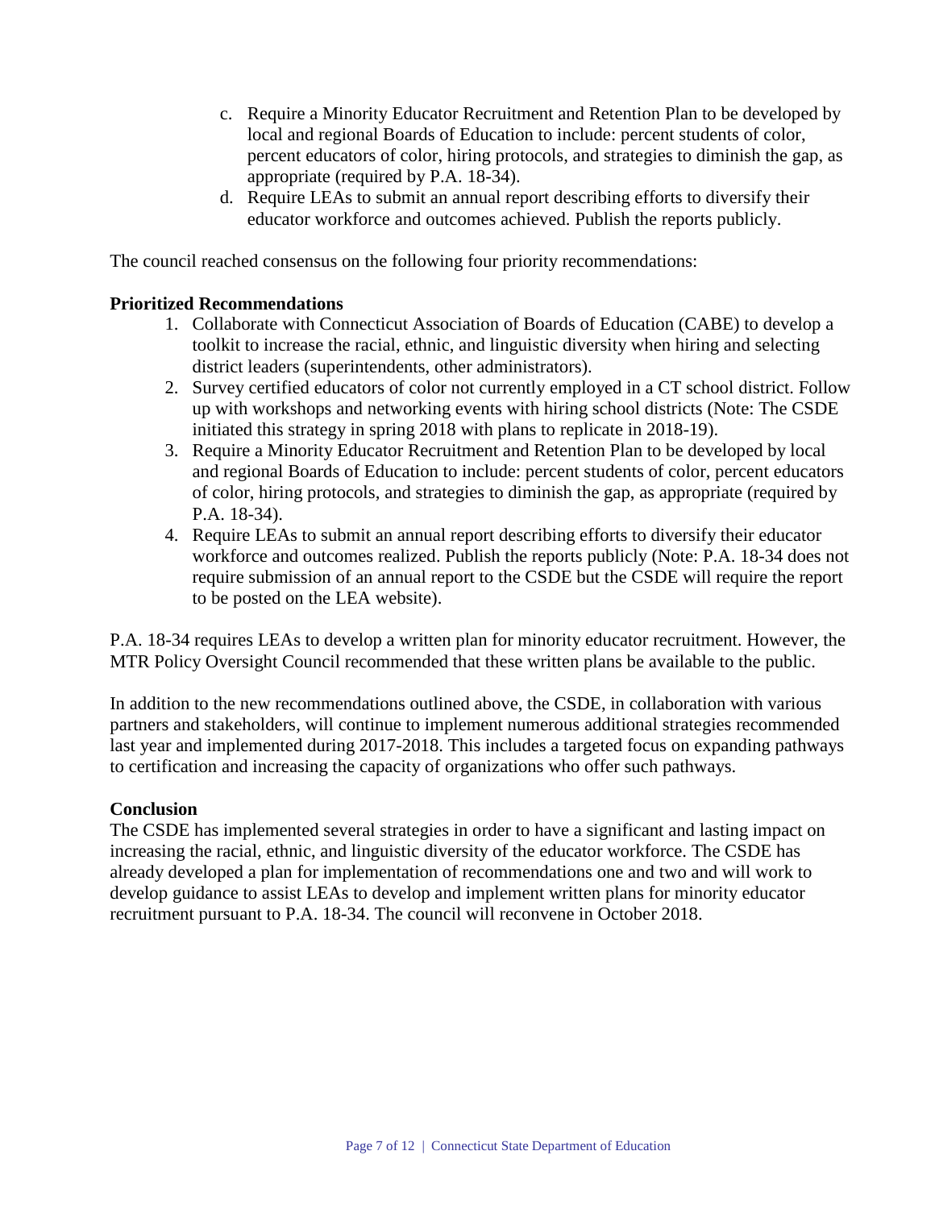c. Require a Minority Educator Recruitment and Retention Plan to be developed by local and regional Boards of Education to include: percent students of color, percent educators of color, hiring protocols, and strategies to diminish the gap, as appropriate (required by P.A. 18-34).
d. Require LEAs to submit an annual report describing efforts to diversify their educator workforce and outcomes achieved. Publish the reports publicly.

The council reached consensus on the following four priority recommendations:

**Prioritized Recommendations**

1. Collaborate with Connecticut Association of Boards of Education (CABE) to develop a toolkit to increase the racial, ethnic, and linguistic diversity when hiring and selecting district leaders (superintendents, other administrators).
2. Survey certified educators of color not currently employed in a CT school district. Follow up with workshops and networking events with hiring school districts (Note: The CSDE initiated this strategy in spring 2018 with plans to replicate in 2018-19).
3. Require a Minority Educator Recruitment and Retention Plan to be developed by local and regional Boards of Education to include: percent students of color, percent educators of color, hiring protocols, and strategies to diminish the gap, as appropriate (required by P.A. 18-34).
4. Require LEAs to submit an annual report describing efforts to diversify their educator workforce and outcomes realized. Publish the reports publicly (Note: P.A. 18-34 does not require submission of an annual report to the CSDE but the CSDE will require the report to be posted on the LEA website).

P.A. 18-34 requires LEAs to develop a written plan for minority educator recruitment. However, the MTR Policy Oversight Council recommended that these written plans be available to the public.

In addition to the new recommendations outlined above, the CSDE, in collaboration with various partners and stakeholders, will continue to implement numerous additional strategies recommended last year and implemented during 2017-2018. This includes a targeted focus on expanding pathways to certification and increasing the capacity of organizations who offer such pathways.

**Conclusion**

The CSDE has implemented several strategies in order to have a significant and lasting impact on increasing the racial, ethnic, and linguistic diversity of the educator workforce. The CSDE has already developed a plan for implementation of recommendations one and two and will work to develop guidance to assist LEAs to develop and implement written plans for minority educator recruitment pursuant to P.A. 18-34. The council will reconvene in October 2018.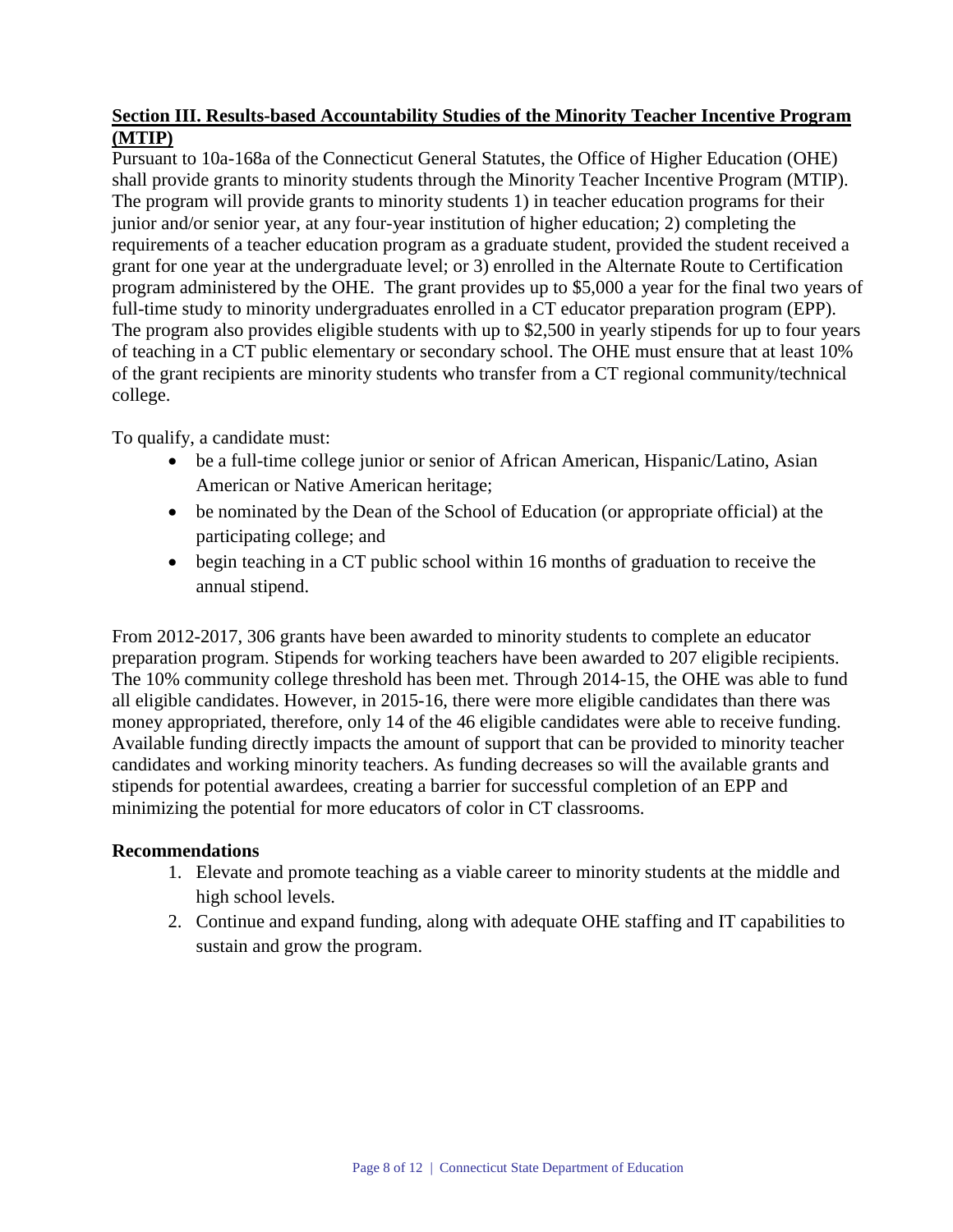## Section III. Results-based Accountability Studies of the Minority Teacher Incentive Program (MTIP)

Pursuant to 10a-168a of the Connecticut General Statutes, the Office of Higher Education (OHE) shall provide grants to minority students through the Minority Teacher Incentive Program (MTIP). The program will provide grants to minority students 1) in teacher education programs for their junior and/or senior year, at any four-year institution of higher education; 2) completing the requirements of a teacher education program as a graduate student, provided the student received a grant for one year at the undergraduate level; or 3) enrolled in the Alternate Route to Certification program administered by the OHE. The grant provides up to $5,000 a year for the final two years of full-time study to minority undergraduates enrolled in a CT educator preparation program (EPP). The program also provides eligible students with up to $2,500 in yearly stipends for up to four years of teaching in a CT public elementary or secondary school. The OHE must ensure that at least 10% of the grant recipients are minority students who transfer from a CT regional community/technical college.

To qualify, a candidate must:

- be a full-time college junior or senior of African American, Hispanic/Latino, Asian American or Native American heritage;
- be nominated by the Dean of the School of Education (or appropriate official) at the participating college; and
- begin teaching in a CT public school within 16 months of graduation to receive the annual stipend.

From 2012-2017, 306 grants have been awarded to minority students to complete an educator preparation program. Stipends for working teachers have been awarded to 207 eligible recipients. The 10% community college threshold has been met. Through 2014-15, the OHE was able to fund all eligible candidates. However, in 2015-16, there were more eligible candidates than there was money appropriated, therefore, only 14 of the 46 eligible candidates were able to receive funding. Available funding directly impacts the amount of support that can be provided to minority teacher candidates and working minority teachers. As funding decreases so will the available grants and stipends for potential awardees, creating a barrier for successful completion of an EPP and minimizing the potential for more educators of color in CT classrooms.

### Recommendations

1. Elevate and promote teaching as a viable career to minority students at the middle and high school levels.
2. Continue and expand funding, along with adequate OHE staffing and IT capabilities to sustain and grow the program.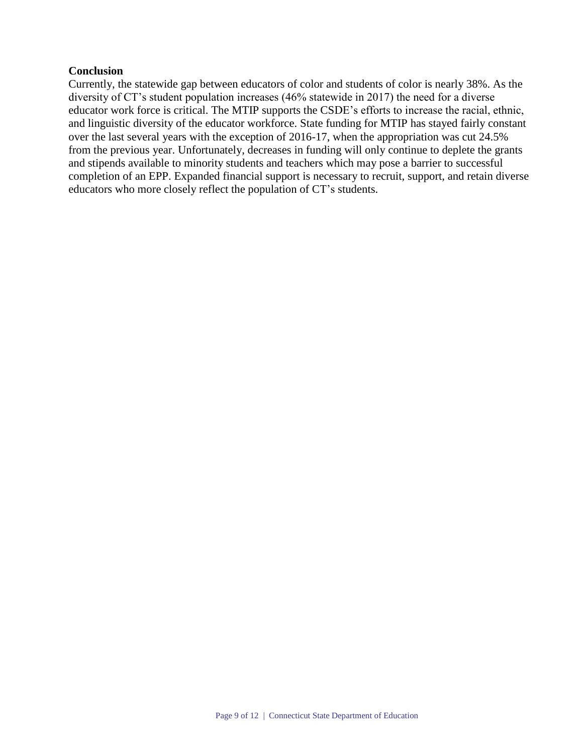## Conclusion

Currently, the statewide gap between educators of color and students of color is nearly 38%. As the diversity of CT's student population increases (46% statewide in 2017) the need for a diverse educator work force is critical. The MTIP supports the CSDE's efforts to increase the racial, ethnic, and linguistic diversity of the educator workforce. State funding for MTIP has stayed fairly constant over the last several years with the exception of 2016-17, when the appropriation was cut 24.5% from the previous year. Unfortunately, decreases in funding will only continue to deplete the grants and stipends available to minority students and teachers which may pose a barrier to successful completion of an EPP. Expanded financial support is necessary to recruit, support, and retain diverse educators who more closely reflect the population of CT's students.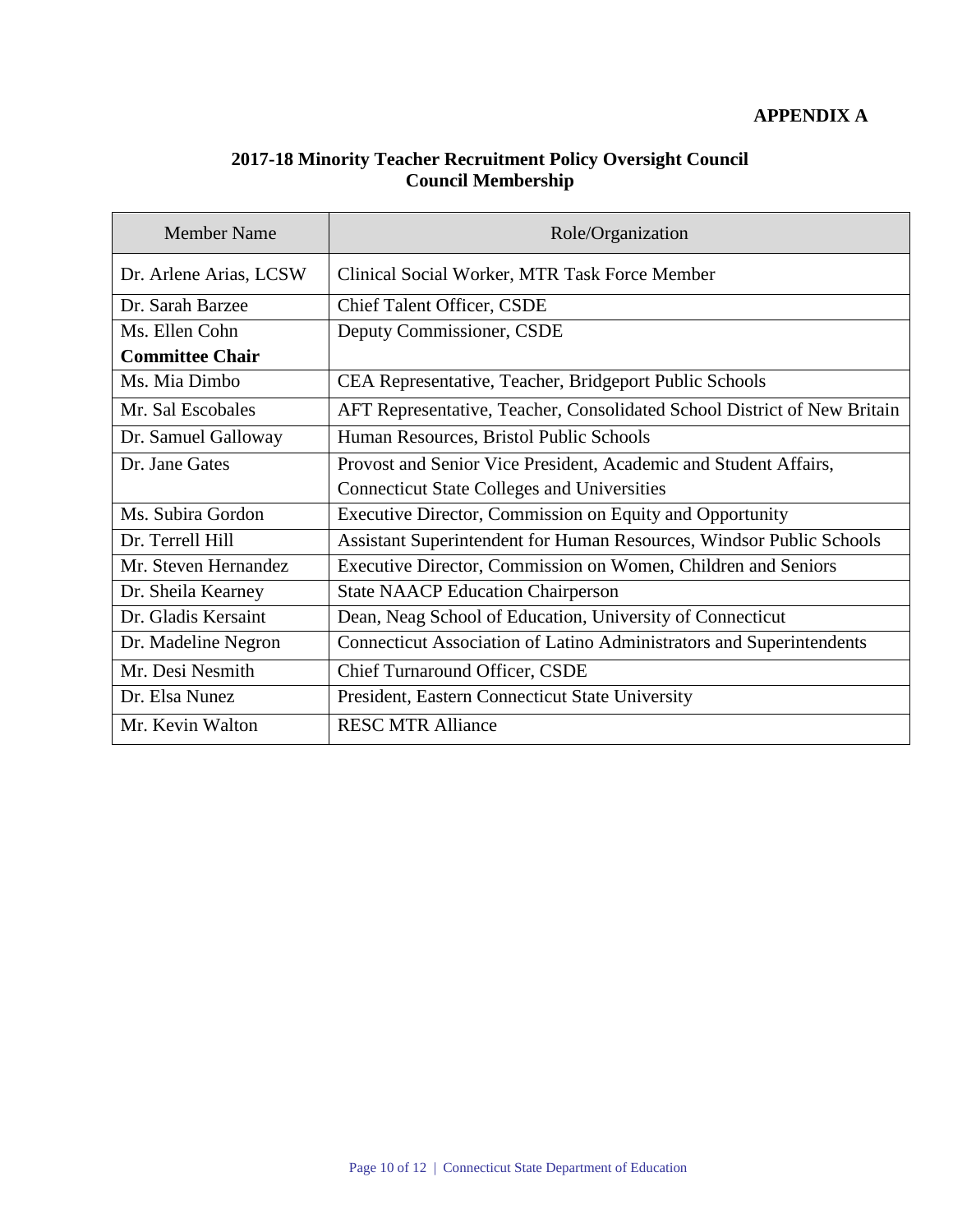**APPENDIX A**

## 2017-18 Minority Teacher Recruitment Policy Oversight Council Council Membership

| Member Name | Role/Organization |
|---|---|
| Dr. Arlene Arias, LCSW | Clinical Social Worker, MTR Task Force Member |
| Dr. Sarah Barzee | Chief Talent Officer, CSDE |
| Ms. Ellen Cohn **Committee Chair** | Deputy Commissioner, CSDE |
| Ms. Mia Dimbo | CEA Representative, Teacher, Bridgeport Public Schools |
| Mr. Sal Escobales | AFT Representative, Teacher, Consolidated School District of New Britain |
| Dr. Samuel Galloway | Human Resources, Bristol Public Schools |
| Dr. Jane Gates | Provost and Senior Vice President, Academic and Student Affairs, Connecticut State Colleges and Universities |
| Ms. Subira Gordon | Executive Director, Commission on Equity and Opportunity |
| Dr. Terrell Hill | Assistant Superintendent for Human Resources, Windsor Public Schools |
| Mr. Steven Hernandez | Executive Director, Commission on Women, Children and Seniors |
| Dr. Sheila Kearney | State NAACP Education Chairperson |
| Dr. Gladis Kersaint | Dean, Neag School of Education, University of Connecticut |
| Dr. Madeline Negron | Connecticut Association of Latino Administrators and Superintendents |
| Mr. Desi Nesmith | Chief Turnaround Officer, CSDE |
| Dr. Elsa Nunez | President, Eastern Connecticut State University |
| Mr. Kevin Walton | RESC MTR Alliance |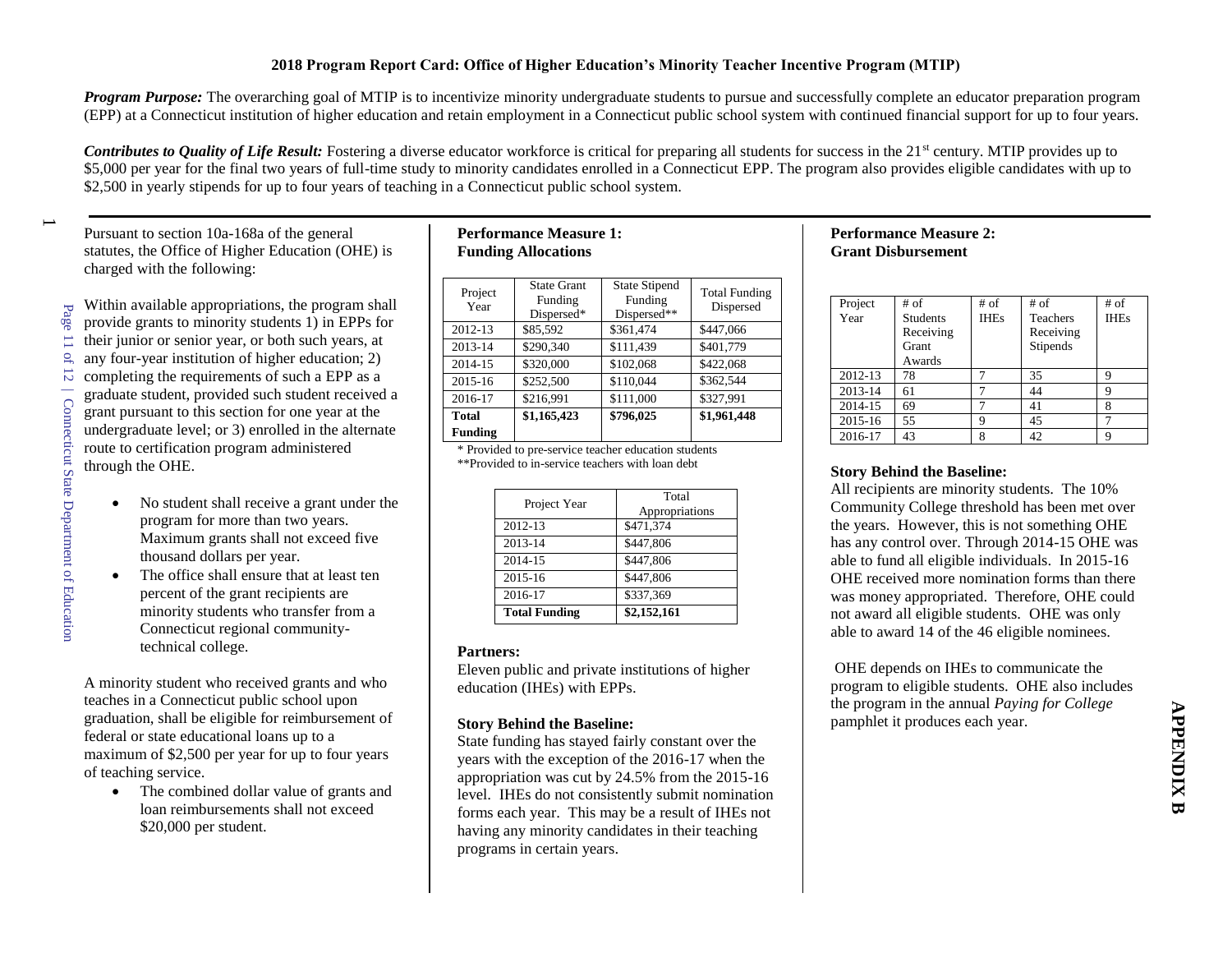**2018 Program Report Card: Office of Higher Education's Minority Teacher Incentive Program (MTIP)**

***Program Purpose:*** The overarching goal of MTIP is to incentivize minority undergraduate students to pursue and successfully complete an educator preparation program (EPP) at a Connecticut institution of higher education and retain employment in a Connecticut public school system with continued financial support for up to four years.

***Contributes to Quality of Life Result:*** Fostering a diverse educator workforce is critical for preparing all students for success in the 21st century. MTIP provides up to $5,000 per year for the final two years of full-time study to minority candidates enrolled in a Connecticut EPP. The program also provides eligible candidates with up to $2,500 in yearly stipends for up to four years of teaching in a Connecticut public school system.

---

Pursuant to section 10a-168a of the general statutes, the Office of Higher Education (OHE) is charged with the following:

Within available appropriations, the program shall provide grants to minority students 1) in EPPs for their junior or senior year, or both such years, at any four-year institution of higher education; 2) completing the requirements of such a EPP as a graduate student, provided such student received a grant pursuant to this section for one year at the undergraduate level; or 3) enrolled in the alternate route to certification program administered through the OHE.

- No student shall receive a grant under the program for more than two years. Maximum grants shall not exceed five thousand dollars per year.
- The office shall ensure that at least ten percent of the grant recipients are minority students who transfer from a Connecticut regional community-technical college.

A minority student who received grants and who teaches in a Connecticut public school upon graduation, shall be eligible for reimbursement of federal or state educational loans up to a maximum of $2,500 per year for up to four years of teaching service.

- The combined dollar value of grants and loan reimbursements shall not exceed $20,000 per student.

**Performance Measure 1: Funding Allocations**

| Project Year | State Grant Funding Dispersed* | State Stipend Funding Dispersed** | Total Funding Dispersed |
|---|---|---|---|
| 2012-13 | $85,592 | $361,474 | $447,066 |
| 2013-14 | $290,340 | $111,439 | $401,779 |
| 2014-15 | $320,000 | $102,068 | $422,068 |
| 2015-16 | $252,500 | $110,044 | $362,544 |
| 2016-17 | $216,991 | $111,000 | $327,991 |
| **Total Funding** | **$1,165,423** | **$796,025** | **$1,961,448** |

\* Provided to pre-service teacher education students
**Provided to in-service teachers with loan debt

| Project Year | Total Appropriations |
|---|---|
| 2012-13 | $471,374 |
| 2013-14 | $447,806 |
| 2014-15 | $447,806 |
| 2015-16 | $447,806 |
| 2016-17 | $337,369 |
| **Total Funding** | **$2,152,161** |

**Partners:**
Eleven public and private institutions of higher education (IHEs) with EPPs.

**Story Behind the Baseline:**
State funding has stayed fairly constant over the years with the exception of the 2016-17 when the appropriation was cut by 24.5% from the 2015-16 level. IHEs do not consistently submit nomination forms each year. This may be a result of IHEs not having any minority candidates in their teaching programs in certain years.

**Performance Measure 2: Grant Disbursement**

| Project Year | # of Students Receiving Grant Awards | # of IHEs | # of Teachers Receiving Stipends | # of IHEs |
|---|---|---|---|---|
| 2012-13 | 78 | 7 | 35 | 9 |
| 2013-14 | 61 | 7 | 44 | 9 |
| 2014-15 | 69 | 7 | 41 | 8 |
| 2015-16 | 55 | 9 | 45 | 7 |
| 2016-17 | 43 | 8 | 42 | 9 |

**Story Behind the Baseline:**
All recipients are minority students. The 10% Community College threshold has been met over the years. However, this is not something OHE has any control over. Through 2014-15 OHE was able to fund all eligible individuals. In 2015-16 OHE received more nomination forms than there was money appropriated. Therefore, OHE could not award all eligible students. OHE was only able to award 14 of the 46 eligible nominees.

OHE depends on IHEs to communicate the program to eligible students. OHE also includes the program in the annual *Paying for College* pamphlet it produces each year.

**APPENDIX B**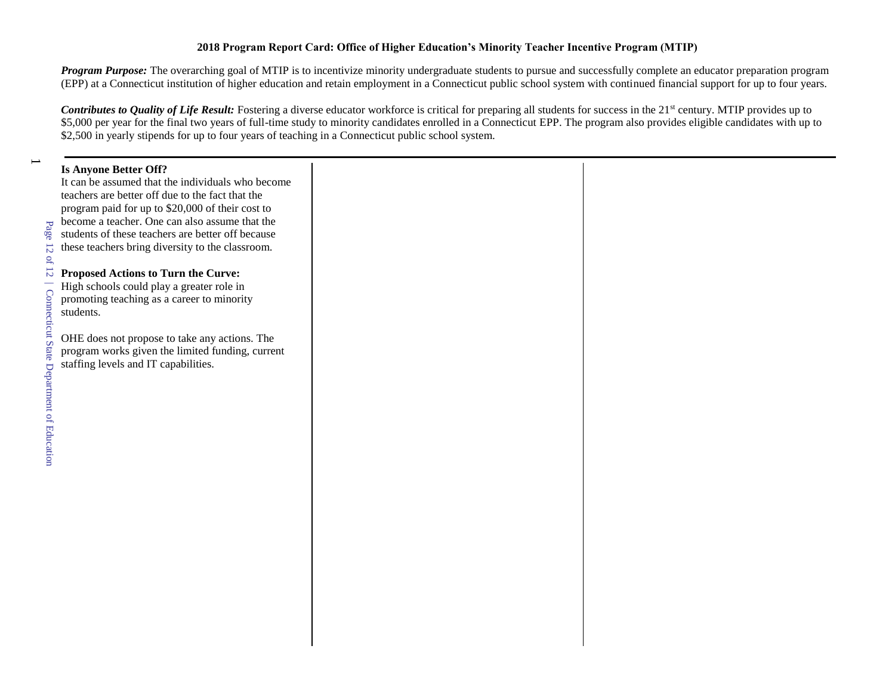**2018 Program Report Card: Office of Higher Education's Minority Teacher Incentive Program (MTIP)**

***Program Purpose:*** The overarching goal of MTIP is to incentivize minority undergraduate students to pursue and successfully complete an educator preparation program (EPP) at a Connecticut institution of higher education and retain employment in a Connecticut public school system with continued financial support for up to four years.

***Contributes to Quality of Life Result:*** Fostering a diverse educator workforce is critical for preparing all students for success in the 21st century. MTIP provides up to $5,000 per year for the final two years of full-time study to minority candidates enrolled in a Connecticut EPP. The program also provides eligible candidates with up to $2,500 in yearly stipends for up to four years of teaching in a Connecticut public school system.

---

**Is Anyone Better Off?**

It can be assumed that the individuals who become teachers are better off due to the fact that the program paid for up to $20,000 of their cost to become a teacher. One can also assume that the students of these teachers are better off because these teachers bring diversity to the classroom.

**Proposed Actions to Turn the Curve:**

High schools could play a greater role in promoting teaching as a career to minority students.

OHE does not propose to take any actions. The program works given the limited funding, current staffing levels and IT capabilities.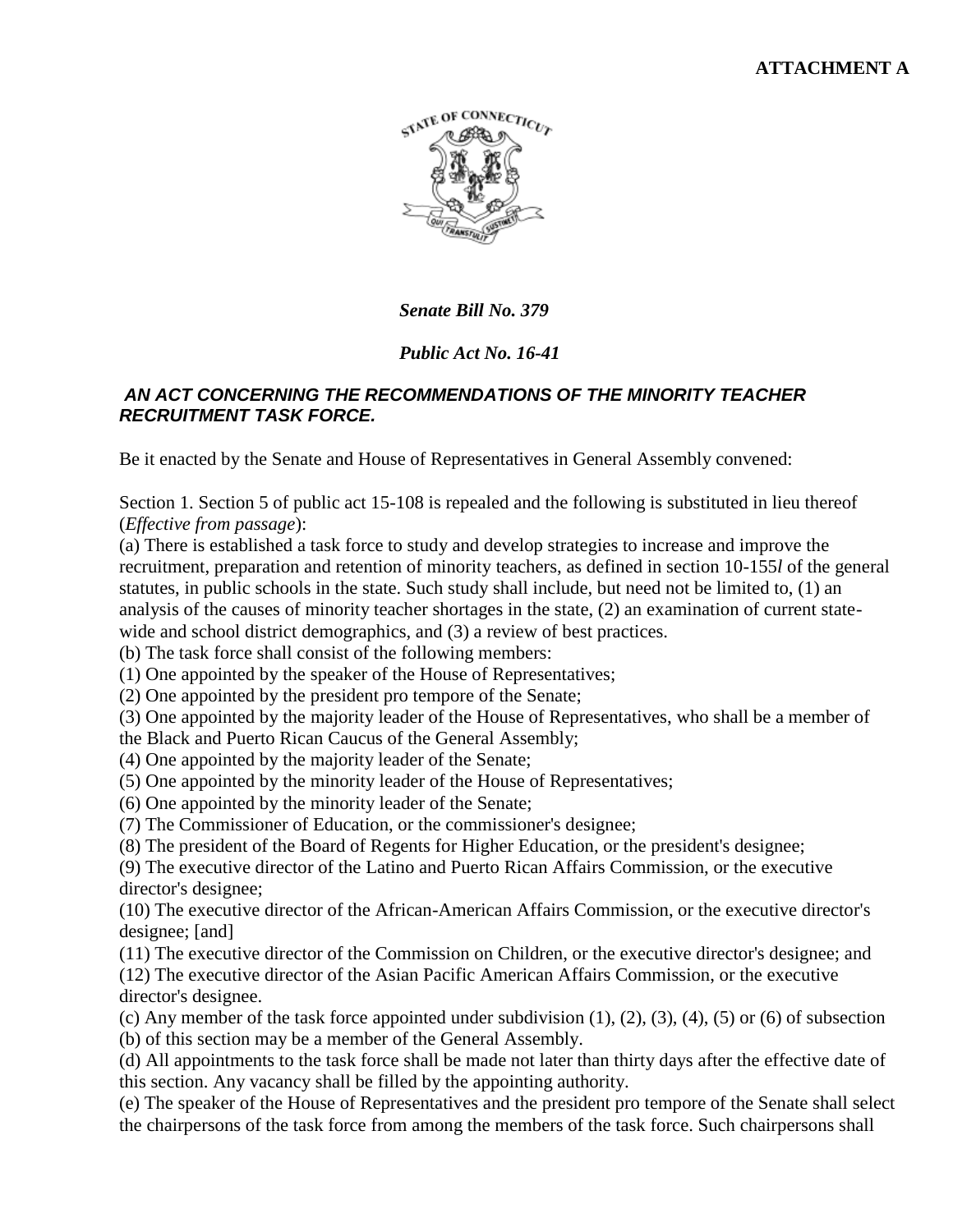**ATTACHMENT A**

***Senate Bill No. 379***

***Public Act No. 16-41***

***AN ACT CONCERNING THE RECOMMENDATIONS OF THE MINORITY TEACHER RECRUITMENT TASK FORCE.***

Be it enacted by the Senate and House of Representatives in General Assembly convened:

Section 1. Section 5 of public act 15-108 is repealed and the following is substituted in lieu thereof (*Effective from passage*):

(a) There is established a task force to study and develop strategies to increase and improve the recruitment, preparation and retention of minority teachers, as defined in section 10-155*l* of the general statutes, in public schools in the state. Such study shall include, but need not be limited to, (1) an analysis of the causes of minority teacher shortages in the state, (2) an examination of current state-wide and school district demographics, and (3) a review of best practices.

(b) The task force shall consist of the following members:

(1) One appointed by the speaker of the House of Representatives;

(2) One appointed by the president pro tempore of the Senate;

(3) One appointed by the majority leader of the House of Representatives, who shall be a member of the Black and Puerto Rican Caucus of the General Assembly;

(4) One appointed by the majority leader of the Senate;

(5) One appointed by the minority leader of the House of Representatives;

(6) One appointed by the minority leader of the Senate;

(7) The Commissioner of Education, or the commissioner's designee;

(8) The president of the Board of Regents for Higher Education, or the president's designee;

(9) The executive director of the Latino and Puerto Rican Affairs Commission, or the executive director's designee;

(10) The executive director of the African-American Affairs Commission, or the executive director's designee; [and]

(11) The executive director of the Commission on Children, or the executive director's designee; and

(12) The executive director of the Asian Pacific American Affairs Commission, or the executive director's designee.

(c) Any member of the task force appointed under subdivision (1), (2), (3), (4), (5) or (6) of subsection (b) of this section may be a member of the General Assembly.

(d) All appointments to the task force shall be made not later than thirty days after the effective date of this section. Any vacancy shall be filled by the appointing authority.

(e) The speaker of the House of Representatives and the president pro tempore of the Senate shall select the chairpersons of the task force from among the members of the task force. Such chairpersons shall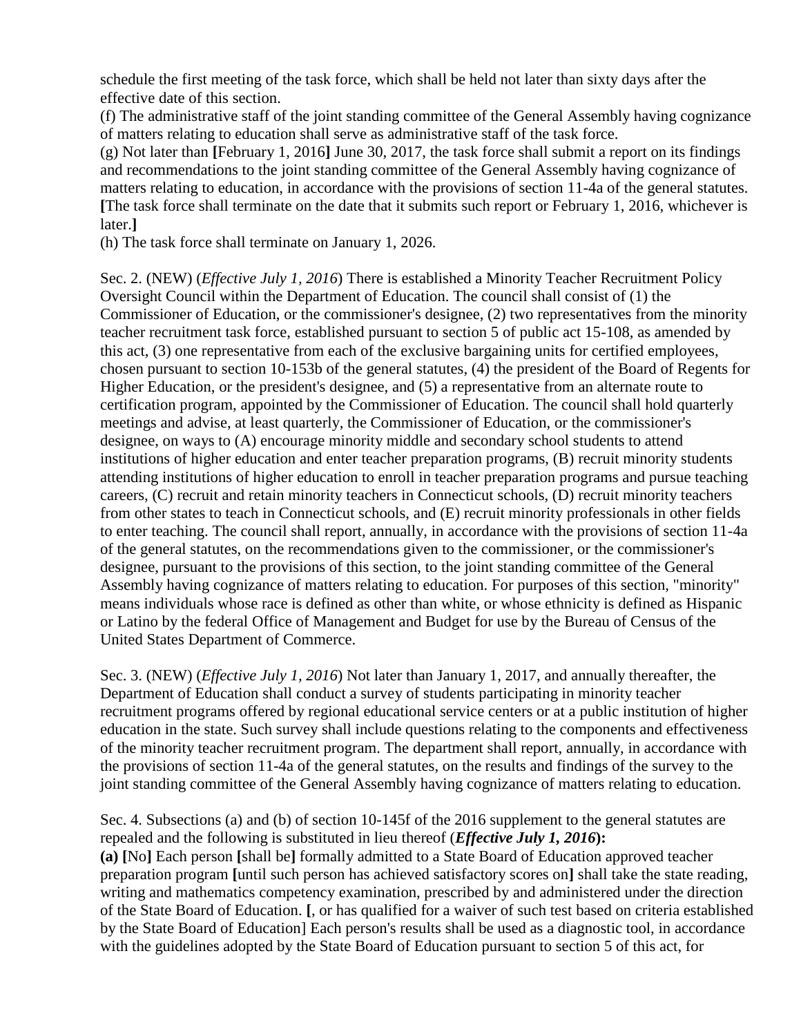schedule the first meeting of the task force, which shall be held not later than sixty days after the effective date of this section.

(f) The administrative staff of the joint standing committee of the General Assembly having cognizance of matters relating to education shall serve as administrative staff of the task force.

(g) Not later than **[**February 1, 2016**]** June 30, 2017, the task force shall submit a report on its findings and recommendations to the joint standing committee of the General Assembly having cognizance of matters relating to education, in accordance with the provisions of section 11-4a of the general statutes. **[**The task force shall terminate on the date that it submits such report or February 1, 2016, whichever is later.**]**

(h) The task force shall terminate on January 1, 2026.

Sec. 2. (NEW) (*Effective July 1, 2016*) There is established a Minority Teacher Recruitment Policy Oversight Council within the Department of Education. The council shall consist of (1) the Commissioner of Education, or the commissioner's designee, (2) two representatives from the minority teacher recruitment task force, established pursuant to section 5 of public act 15-108, as amended by this act, (3) one representative from each of the exclusive bargaining units for certified employees, chosen pursuant to section 10-153b of the general statutes, (4) the president of the Board of Regents for Higher Education, or the president's designee, and (5) a representative from an alternate route to certification program, appointed by the Commissioner of Education. The council shall hold quarterly meetings and advise, at least quarterly, the Commissioner of Education, or the commissioner's designee, on ways to (A) encourage minority middle and secondary school students to attend institutions of higher education and enter teacher preparation programs, (B) recruit minority students attending institutions of higher education to enroll in teacher preparation programs and pursue teaching careers, (C) recruit and retain minority teachers in Connecticut schools, (D) recruit minority teachers from other states to teach in Connecticut schools, and (E) recruit minority professionals in other fields to enter teaching. The council shall report, annually, in accordance with the provisions of section 11-4a of the general statutes, on the recommendations given to the commissioner, or the commissioner's designee, pursuant to the provisions of this section, to the joint standing committee of the General Assembly having cognizance of matters relating to education. For purposes of this section, "minority" means individuals whose race is defined as other than white, or whose ethnicity is defined as Hispanic or Latino by the federal Office of Management and Budget for use by the Bureau of Census of the United States Department of Commerce.

Sec. 3. (NEW) (*Effective July 1, 2016*) Not later than January 1, 2017, and annually thereafter, the Department of Education shall conduct a survey of students participating in minority teacher recruitment programs offered by regional educational service centers or at a public institution of higher education in the state. Such survey shall include questions relating to the components and effectiveness of the minority teacher recruitment program. The department shall report, annually, in accordance with the provisions of section 11-4a of the general statutes, on the results and findings of the survey to the joint standing committee of the General Assembly having cognizance of matters relating to education.

Sec. 4. Subsections (a) and (b) of section 10-145f of the 2016 supplement to the general statutes are repealed and the following is substituted in lieu thereof (***Effective July 1, 2016*):**

**(a) [**No**]** Each person **[**shall be**]** formally admitted to a State Board of Education approved teacher preparation program **[**until such person has achieved satisfactory scores on**]** shall take the state reading, writing and mathematics competency examination, prescribed by and administered under the direction of the State Board of Education. **[**, or has qualified for a waiver of such test based on criteria established by the State Board of Education**]** Each person's results shall be used as a diagnostic tool, in accordance with the guidelines adopted by the State Board of Education pursuant to section 5 of this act, for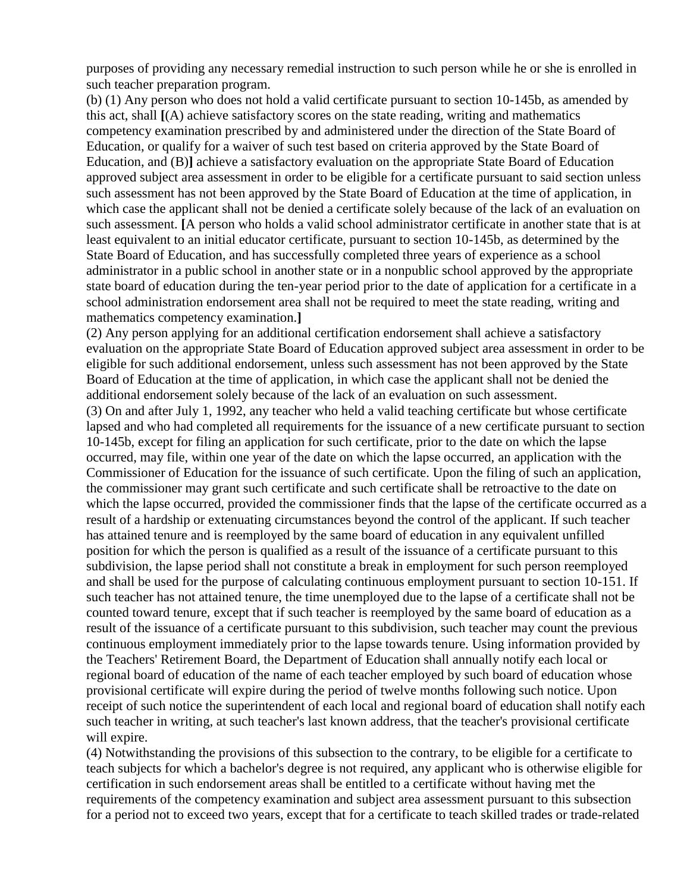purposes of providing any necessary remedial instruction to such person while he or she is enrolled in such teacher preparation program.

(b) (1) Any person who does not hold a valid certificate pursuant to section 10-145b, as amended by this act, shall **[**(A) achieve satisfactory scores on the state reading, writing and mathematics competency examination prescribed by and administered under the direction of the State Board of Education, or qualify for a waiver of such test based on criteria approved by the State Board of Education, and (B)**]** achieve a satisfactory evaluation on the appropriate State Board of Education approved subject area assessment in order to be eligible for a certificate pursuant to said section unless such assessment has not been approved by the State Board of Education at the time of application, in which case the applicant shall not be denied a certificate solely because of the lack of an evaluation on such assessment. **[**A person who holds a valid school administrator certificate in another state that is at least equivalent to an initial educator certificate, pursuant to section 10-145b, as determined by the State Board of Education, and has successfully completed three years of experience as a school administrator in a public school in another state or in a nonpublic school approved by the appropriate state board of education during the ten-year period prior to the date of application for a certificate in a school administration endorsement area shall not be required to meet the state reading, writing and mathematics competency examination.**]**

(2) Any person applying for an additional certification endorsement shall achieve a satisfactory evaluation on the appropriate State Board of Education approved subject area assessment in order to be eligible for such additional endorsement, unless such assessment has not been approved by the State Board of Education at the time of application, in which case the applicant shall not be denied the additional endorsement solely because of the lack of an evaluation on such assessment.

(3) On and after July 1, 1992, any teacher who held a valid teaching certificate but whose certificate lapsed and who had completed all requirements for the issuance of a new certificate pursuant to section 10-145b, except for filing an application for such certificate, prior to the date on which the lapse occurred, may file, within one year of the date on which the lapse occurred, an application with the Commissioner of Education for the issuance of such certificate. Upon the filing of such an application, the commissioner may grant such certificate and such certificate shall be retroactive to the date on which the lapse occurred, provided the commissioner finds that the lapse of the certificate occurred as a result of a hardship or extenuating circumstances beyond the control of the applicant. If such teacher has attained tenure and is reemployed by the same board of education in any equivalent unfilled position for which the person is qualified as a result of the issuance of a certificate pursuant to this subdivision, the lapse period shall not constitute a break in employment for such person reemployed and shall be used for the purpose of calculating continuous employment pursuant to section 10-151. If such teacher has not attained tenure, the time unemployed due to the lapse of a certificate shall not be counted toward tenure, except that if such teacher is reemployed by the same board of education as a result of the issuance of a certificate pursuant to this subdivision, such teacher may count the previous continuous employment immediately prior to the lapse towards tenure. Using information provided by the Teachers' Retirement Board, the Department of Education shall annually notify each local or regional board of education of the name of each teacher employed by such board of education whose provisional certificate will expire during the period of twelve months following such notice. Upon receipt of such notice the superintendent of each local and regional board of education shall notify each such teacher in writing, at such teacher's last known address, that the teacher's provisional certificate will expire.

(4) Notwithstanding the provisions of this subsection to the contrary, to be eligible for a certificate to teach subjects for which a bachelor's degree is not required, any applicant who is otherwise eligible for certification in such endorsement areas shall be entitled to a certificate without having met the requirements of the competency examination and subject area assessment pursuant to this subsection for a period not to exceed two years, except that for a certificate to teach skilled trades or trade-related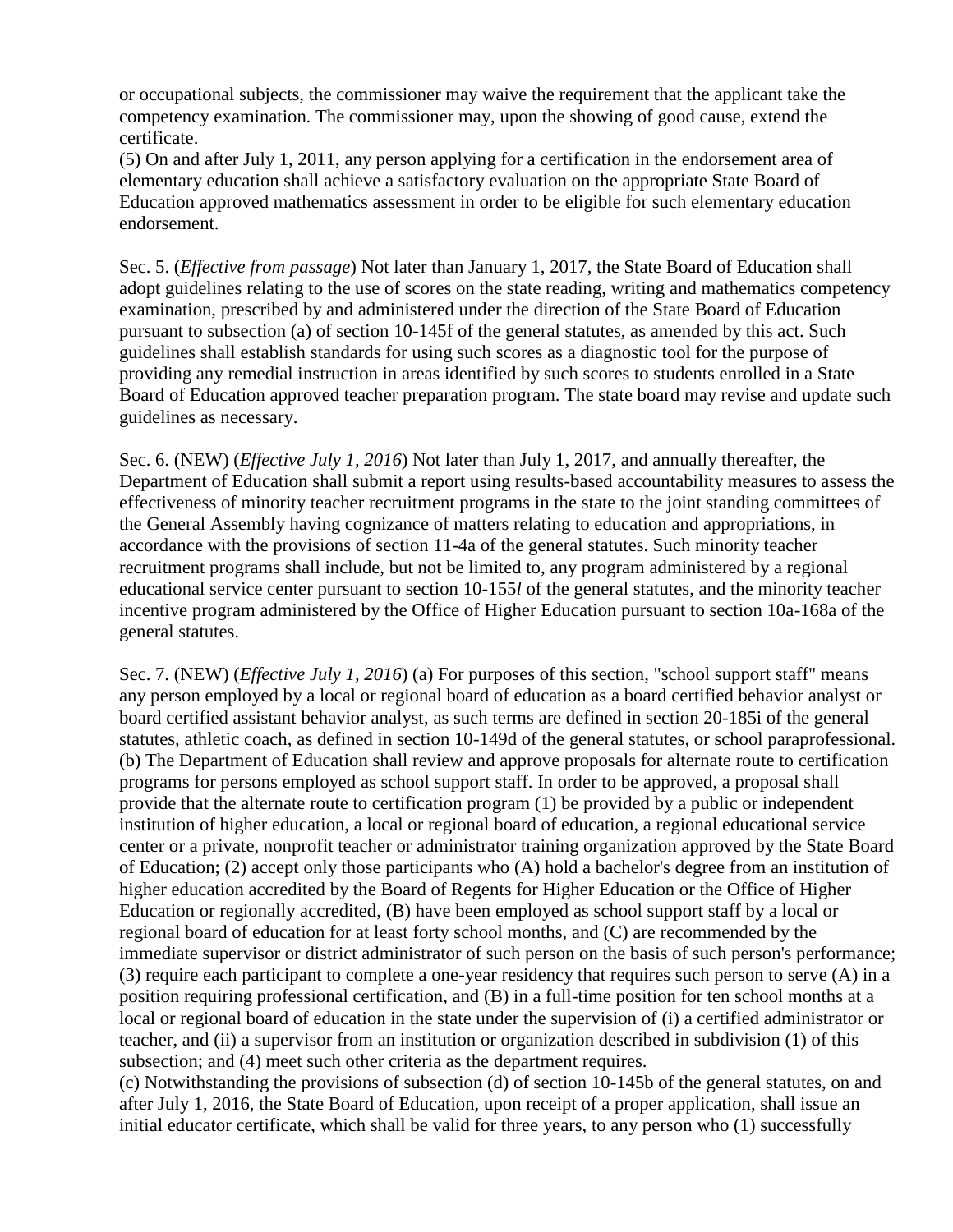or occupational subjects, the commissioner may waive the requirement that the applicant take the competency examination. The commissioner may, upon the showing of good cause, extend the certificate.
(5) On and after July 1, 2011, any person applying for a certification in the endorsement area of elementary education shall achieve a satisfactory evaluation on the appropriate State Board of Education approved mathematics assessment in order to be eligible for such elementary education endorsement.

Sec. 5. (*Effective from passage*) Not later than January 1, 2017, the State Board of Education shall adopt guidelines relating to the use of scores on the state reading, writing and mathematics competency examination, prescribed by and administered under the direction of the State Board of Education pursuant to subsection (a) of section 10-145f of the general statutes, as amended by this act. Such guidelines shall establish standards for using such scores as a diagnostic tool for the purpose of providing any remedial instruction in areas identified by such scores to students enrolled in a State Board of Education approved teacher preparation program. The state board may revise and update such guidelines as necessary.

Sec. 6. (NEW) (*Effective July 1, 2016*) Not later than July 1, 2017, and annually thereafter, the Department of Education shall submit a report using results-based accountability measures to assess the effectiveness of minority teacher recruitment programs in the state to the joint standing committees of the General Assembly having cognizance of matters relating to education and appropriations, in accordance with the provisions of section 11-4a of the general statutes. Such minority teacher recruitment programs shall include, but not be limited to, any program administered by a regional educational service center pursuant to section 10-155*l* of the general statutes, and the minority teacher incentive program administered by the Office of Higher Education pursuant to section 10a-168a of the general statutes.

Sec. 7. (NEW) (*Effective July 1, 2016*) (a) For purposes of this section, "school support staff" means any person employed by a local or regional board of education as a board certified behavior analyst or board certified assistant behavior analyst, as such terms are defined in section 20-185i of the general statutes, athletic coach, as defined in section 10-149d of the general statutes, or school paraprofessional.
(b) The Department of Education shall review and approve proposals for alternate route to certification programs for persons employed as school support staff. In order to be approved, a proposal shall provide that the alternate route to certification program (1) be provided by a public or independent institution of higher education, a local or regional board of education, a regional educational service center or a private, nonprofit teacher or administrator training organization approved by the State Board of Education; (2) accept only those participants who (A) hold a bachelor's degree from an institution of higher education accredited by the Board of Regents for Higher Education or the Office of Higher Education or regionally accredited, (B) have been employed as school support staff by a local or regional board of education for at least forty school months, and (C) are recommended by the immediate supervisor or district administrator of such person on the basis of such person's performance; (3) require each participant to complete a one-year residency that requires such person to serve (A) in a position requiring professional certification, and (B) in a full-time position for ten school months at a local or regional board of education in the state under the supervision of (i) a certified administrator or teacher, and (ii) a supervisor from an institution or organization described in subdivision (1) of this subsection; and (4) meet such other criteria as the department requires.
(c) Notwithstanding the provisions of subsection (d) of section 10-145b of the general statutes, on and after July 1, 2016, the State Board of Education, upon receipt of a proper application, shall issue an initial educator certificate, which shall be valid for three years, to any person who (1) successfully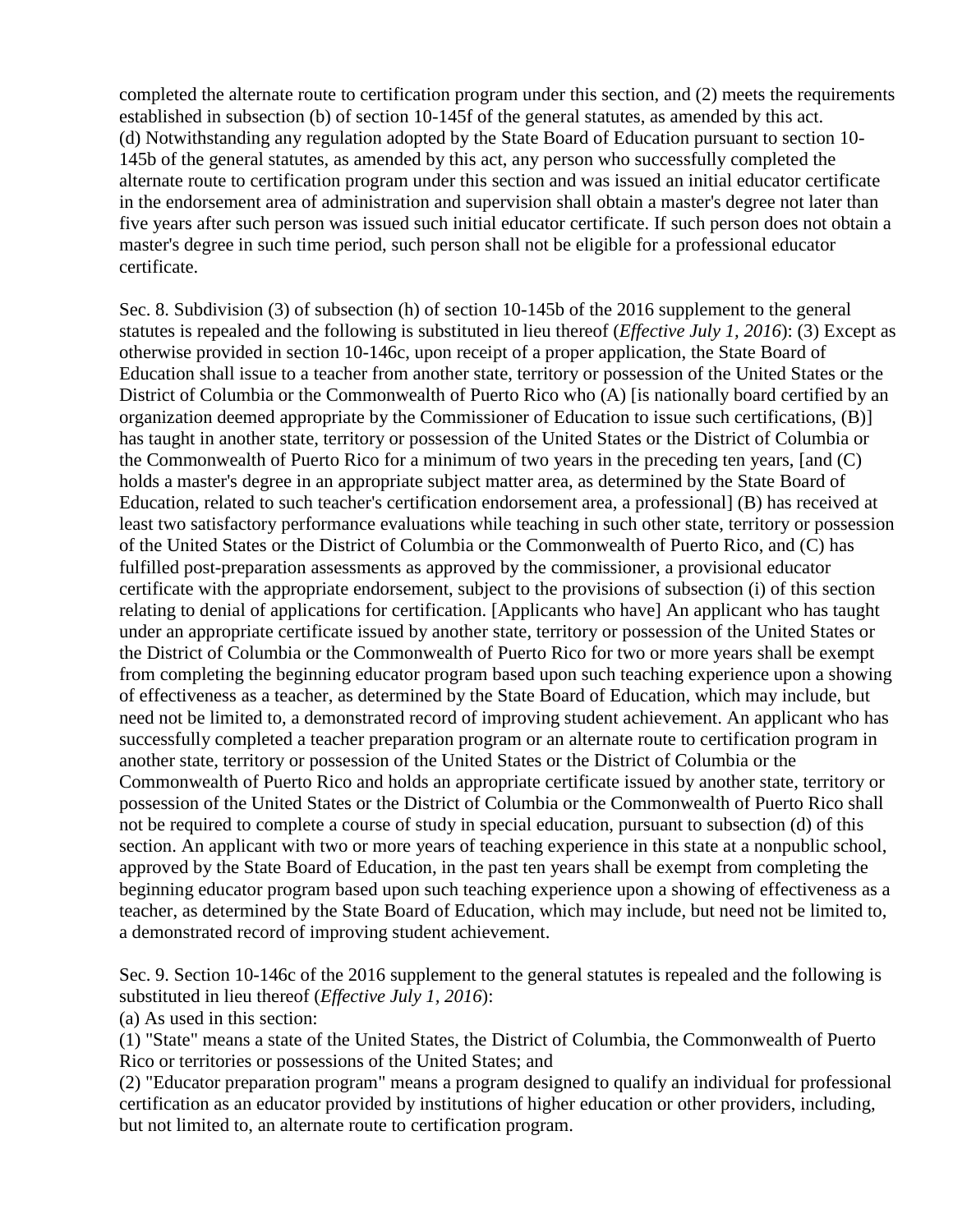completed the alternate route to certification program under this section, and (2) meets the requirements established in subsection (b) of section 10-145f of the general statutes, as amended by this act.
(d) Notwithstanding any regulation adopted by the State Board of Education pursuant to section 10-145b of the general statutes, as amended by this act, any person who successfully completed the alternate route to certification program under this section and was issued an initial educator certificate in the endorsement area of administration and supervision shall obtain a master's degree not later than five years after such person was issued such initial educator certificate. If such person does not obtain a master's degree in such time period, such person shall not be eligible for a professional educator certificate.

Sec. 8. Subdivision (3) of subsection (h) of section 10-145b of the 2016 supplement to the general statutes is repealed and the following is substituted in lieu thereof (*Effective July 1, 2016*): (3) Except as otherwise provided in section 10-146c, upon receipt of a proper application, the State Board of Education shall issue to a teacher from another state, territory or possession of the United States or the District of Columbia or the Commonwealth of Puerto Rico who (A) [is nationally board certified by an organization deemed appropriate by the Commissioner of Education to issue such certifications, (B)] has taught in another state, territory or possession of the United States or the District of Columbia or the Commonwealth of Puerto Rico for a minimum of two years in the preceding ten years, [and (C) holds a master's degree in an appropriate subject matter area, as determined by the State Board of Education, related to such teacher's certification endorsement area, a professional] (B) has received at least two satisfactory performance evaluations while teaching in such other state, territory or possession of the United States or the District of Columbia or the Commonwealth of Puerto Rico, and (C) has fulfilled post-preparation assessments as approved by the commissioner, a provisional educator certificate with the appropriate endorsement, subject to the provisions of subsection (i) of this section relating to denial of applications for certification. [Applicants who have] An applicant who has taught under an appropriate certificate issued by another state, territory or possession of the United States or the District of Columbia or the Commonwealth of Puerto Rico for two or more years shall be exempt from completing the beginning educator program based upon such teaching experience upon a showing of effectiveness as a teacher, as determined by the State Board of Education, which may include, but need not be limited to, a demonstrated record of improving student achievement. An applicant who has successfully completed a teacher preparation program or an alternate route to certification program in another state, territory or possession of the United States or the District of Columbia or the Commonwealth of Puerto Rico and holds an appropriate certificate issued by another state, territory or possession of the United States or the District of Columbia or the Commonwealth of Puerto Rico shall not be required to complete a course of study in special education, pursuant to subsection (d) of this section. An applicant with two or more years of teaching experience in this state at a nonpublic school, approved by the State Board of Education, in the past ten years shall be exempt from completing the beginning educator program based upon such teaching experience upon a showing of effectiveness as a teacher, as determined by the State Board of Education, which may include, but need not be limited to, a demonstrated record of improving student achievement.

Sec. 9. Section 10-146c of the 2016 supplement to the general statutes is repealed and the following is substituted in lieu thereof (*Effective July 1, 2016*):
(a) As used in this section:
(1) "State" means a state of the United States, the District of Columbia, the Commonwealth of Puerto Rico or territories or possessions of the United States; and
(2) "Educator preparation program" means a program designed to qualify an individual for professional certification as an educator provided by institutions of higher education or other providers, including, but not limited to, an alternate route to certification program.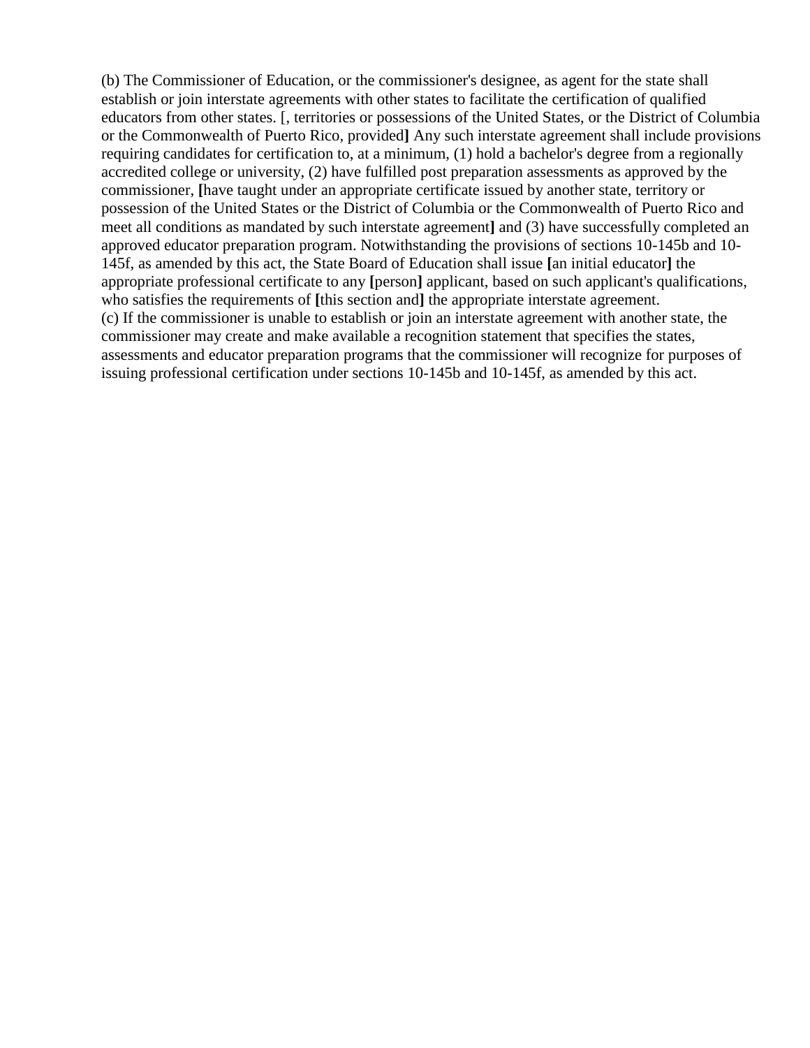(b) The Commissioner of Education, or the commissioner's designee, as agent for the state shall establish or join interstate agreements with other states to facilitate the certification of qualified educators from other states. [, territories or possessions of the United States, or the District of Columbia or the Commonwealth of Puerto Rico, provided**]** Any such interstate agreement shall include provisions requiring candidates for certification to, at a minimum, (1) hold a bachelor's degree from a regionally accredited college or university, (2) have fulfilled post preparation assessments as approved by the commissioner, **[**have taught under an appropriate certificate issued by another state, territory or possession of the United States or the District of Columbia or the Commonwealth of Puerto Rico and meet all conditions as mandated by such interstate agreement**]** and (3) have successfully completed an approved educator preparation program. Notwithstanding the provisions of sections 10-145b and 10-145f, as amended by this act, the State Board of Education shall issue **[**an initial educator**]** the appropriate professional certificate to any **[**person**]** applicant, based on such applicant's qualifications, who satisfies the requirements of **[**this section and**]** the appropriate interstate agreement.

(c) If the commissioner is unable to establish or join an interstate agreement with another state, the commissioner may create and make available a recognition statement that specifies the states, assessments and educator preparation programs that the commissioner will recognize for purposes of issuing professional certification under sections 10-145b and 10-145f, as amended by this act.